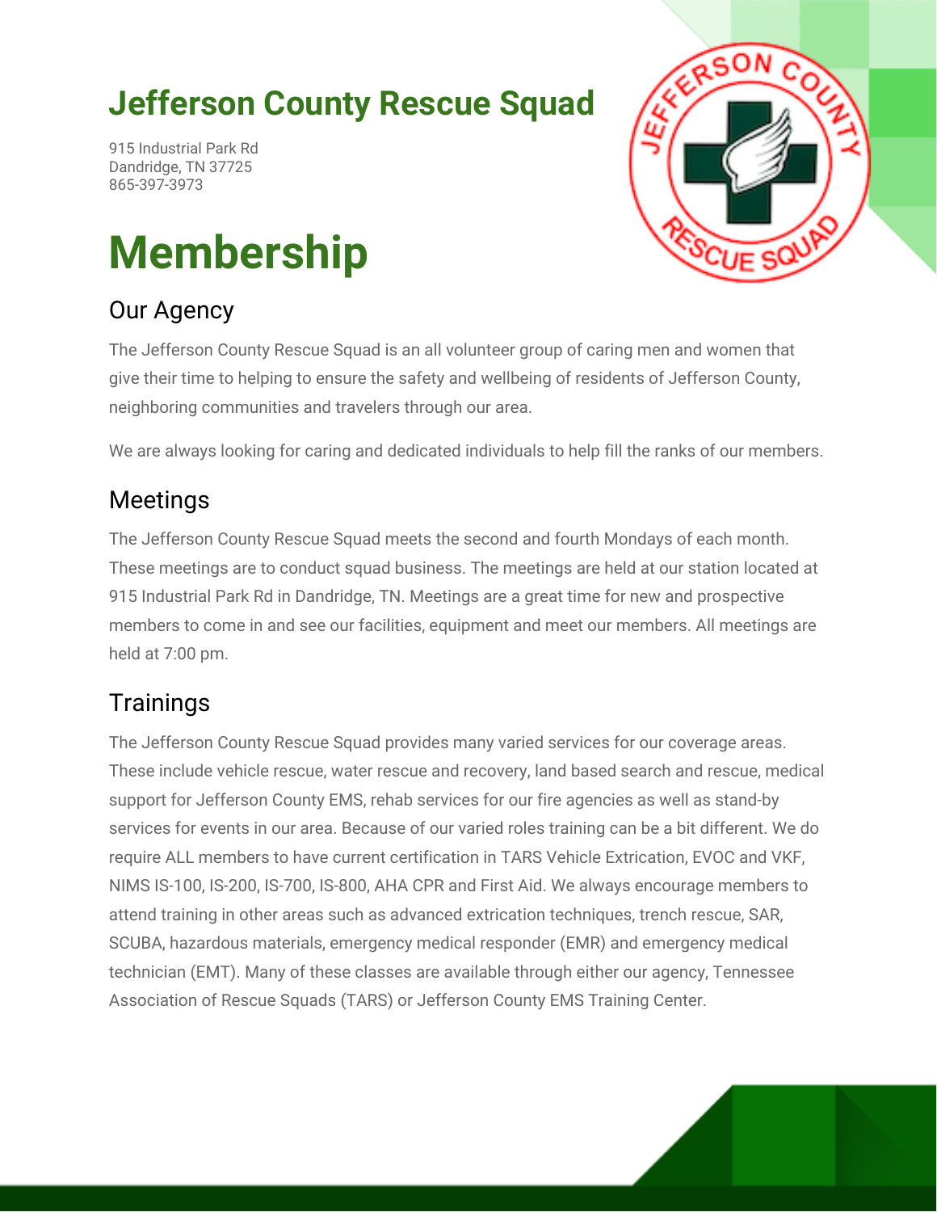# Jefferson County Rescue Squad

915 Industrial Park Rd
Dandridge, TN 37725
865-397-3973

# Membership

## Our Agency

The Jefferson County Rescue Squad is an all volunteer group of caring men and women that give their time to helping to ensure the safety and wellbeing of residents of Jefferson County, neighboring communities and travelers through our area.

We are always looking for caring and dedicated individuals to help fill the ranks of our members.

## Meetings

The Jefferson County Rescue Squad meets the second and fourth Mondays of each month. These meetings are to conduct squad business. The meetings are held at our station located at 915 Industrial Park Rd in Dandridge, TN. Meetings are a great time for new and prospective members to come in and see our facilities, equipment and meet our members. All meetings are held at 7:00 pm.

## Trainings

The Jefferson County Rescue Squad provides many varied services for our coverage areas. These include vehicle rescue, water rescue and recovery, land based search and rescue, medical support for Jefferson County EMS, rehab services for our fire agencies as well as stand-by services for events in our area. Because of our varied roles training can be a bit different. We do require ALL members to have current certification in TARS Vehicle Extrication, EVOC and VKF, NIMS IS-100, IS-200, IS-700, IS-800, AHA CPR and First Aid. We always encourage members to attend training in other areas such as advanced extrication techniques, trench rescue, SAR, SCUBA, hazardous materials, emergency medical responder (EMR) and emergency medical technician (EMT). Many of these classes are available through either our agency, Tennessee Association of Rescue Squads (TARS) or Jefferson County EMS Training Center.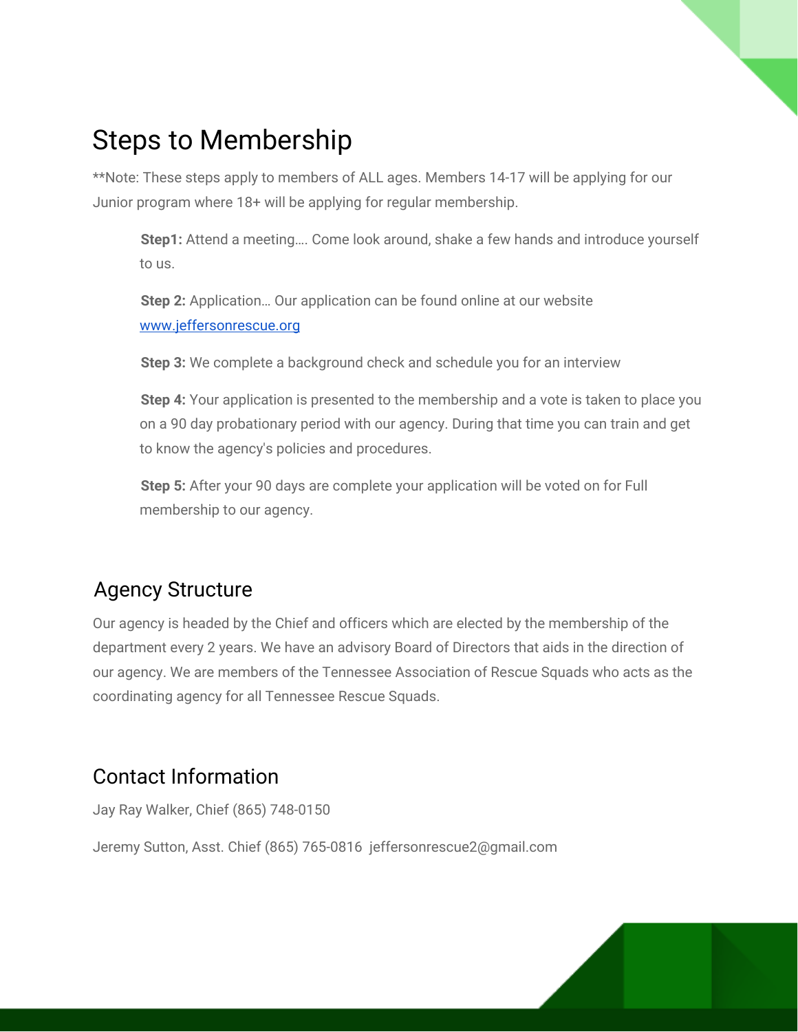# Steps to Membership

**Note: These steps apply to members of ALL ages. Members 14-17 will be applying for our Junior program where 18+ will be applying for regular membership.

**Step1:** Attend a meeting…. Come look around, shake a few hands and introduce yourself to us.

**Step 2:** Application… Our application can be found online at our website [www.jeffersonrescue.org](http://www.jeffersonrescue.org)

**Step 3:** We complete a background check and schedule you for an interview

**Step 4:** Your application is presented to the membership and a vote is taken to place you on a 90 day probationary period with our agency. During that time you can train and get to know the agency's policies and procedures.

**Step 5:** After your 90 days are complete your application will be voted on for Full membership to our agency.

## Agency Structure

Our agency is headed by the Chief and officers which are elected by the membership of the department every 2 years. We have an advisory Board of Directors that aids in the direction of our agency. We are members of the Tennessee Association of Rescue Squads who acts as the coordinating agency for all Tennessee Rescue Squads.

## Contact Information

Jay Ray Walker, Chief (865) 748-0150

Jeremy Sutton, Asst. Chief (865) 765-0816 jeffersonrescue2@gmail.com